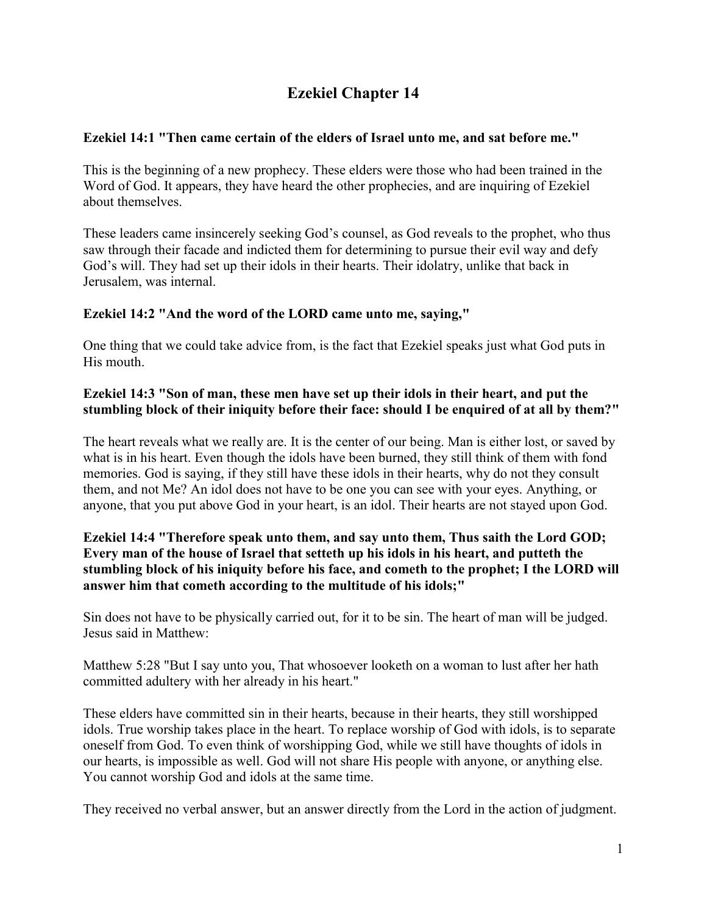# Ezekiel Chapter 14

**Ezekiel 14:1 "Then came certain of the elders of Israel unto me, and sat before me."**

This is the beginning of a new prophecy. These elders were those who had been trained in the Word of God. It appears, they have heard the other prophecies, and are inquiring of Ezekiel about themselves.

These leaders came insincerely seeking God's counsel, as God reveals to the prophet, who thus saw through their facade and indicted them for determining to pursue their evil way and defy God's will. They had set up their idols in their hearts. Their idolatry, unlike that back in Jerusalem, was internal.

**Ezekiel 14:2 "And the word of the LORD came unto me, saying,"**

One thing that we could take advice from, is the fact that Ezekiel speaks just what God puts in His mouth.

**Ezekiel 14:3 "Son of man, these men have set up their idols in their heart, and put the stumbling block of their iniquity before their face: should I be enquired of at all by them?"**

The heart reveals what we really are. It is the center of our being. Man is either lost, or saved by what is in his heart. Even though the idols have been burned, they still think of them with fond memories. God is saying, if they still have these idols in their hearts, why do not they consult them, and not Me? An idol does not have to be one you can see with your eyes. Anything, or anyone, that you put above God in your heart, is an idol. Their hearts are not stayed upon God.

**Ezekiel 14:4 "Therefore speak unto them, and say unto them, Thus saith the Lord GOD; Every man of the house of Israel that setteth up his idols in his heart, and putteth the stumbling block of his iniquity before his face, and cometh to the prophet; I the LORD will answer him that cometh according to the multitude of his idols;"**

Sin does not have to be physically carried out, for it to be sin. The heart of man will be judged. Jesus said in Matthew:

Matthew 5:28 "But I say unto you, That whosoever looketh on a woman to lust after her hath committed adultery with her already in his heart."

These elders have committed sin in their hearts, because in their hearts, they still worshipped idols. True worship takes place in the heart. To replace worship of God with idols, is to separate oneself from God. To even think of worshipping God, while we still have thoughts of idols in our hearts, is impossible as well. God will not share His people with anyone, or anything else. You cannot worship God and idols at the same time.

They received no verbal answer, but an answer directly from the Lord in the action of judgment.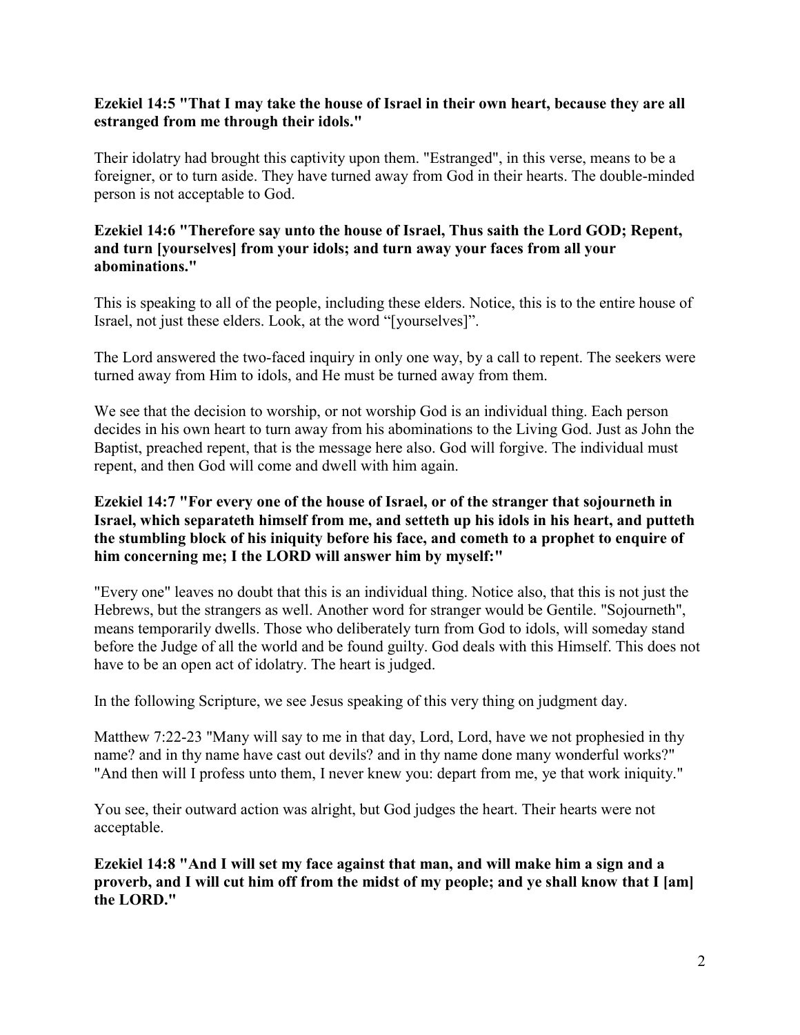**Ezekiel 14:5 "That I may take the house of Israel in their own heart, because they are all estranged from me through their idols."**

Their idolatry had brought this captivity upon them. "Estranged", in this verse, means to be a foreigner, or to turn aside. They have turned away from God in their hearts. The double-minded person is not acceptable to God.

**Ezekiel 14:6 "Therefore say unto the house of Israel, Thus saith the Lord GOD; Repent, and turn [yourselves] from your idols; and turn away your faces from all your abominations."**

This is speaking to all of the people, including these elders. Notice, this is to the entire house of Israel, not just these elders. Look, at the word "[yourselves]".

The Lord answered the two-faced inquiry in only one way, by a call to repent. The seekers were turned away from Him to idols, and He must be turned away from them.

We see that the decision to worship, or not worship God is an individual thing. Each person decides in his own heart to turn away from his abominations to the Living God. Just as John the Baptist, preached repent, that is the message here also. God will forgive. The individual must repent, and then God will come and dwell with him again.

**Ezekiel 14:7 "For every one of the house of Israel, or of the stranger that sojourneth in Israel, which separateth himself from me, and setteth up his idols in his heart, and putteth the stumbling block of his iniquity before his face, and cometh to a prophet to enquire of him concerning me; I the LORD will answer him by myself:"**

"Every one" leaves no doubt that this is an individual thing. Notice also, that this is not just the Hebrews, but the strangers as well. Another word for stranger would be Gentile. "Sojourneth", means temporarily dwells. Those who deliberately turn from God to idols, will someday stand before the Judge of all the world and be found guilty. God deals with this Himself. This does not have to be an open act of idolatry. The heart is judged.

In the following Scripture, we see Jesus speaking of this very thing on judgment day.

Matthew 7:22-23 "Many will say to me in that day, Lord, Lord, have we not prophesied in thy name? and in thy name have cast out devils? and in thy name done many wonderful works?" "And then will I profess unto them, I never knew you: depart from me, ye that work iniquity."

You see, their outward action was alright, but God judges the heart. Their hearts were not acceptable.

**Ezekiel 14:8 "And I will set my face against that man, and will make him a sign and a proverb, and I will cut him off from the midst of my people; and ye shall know that I [am] the LORD."**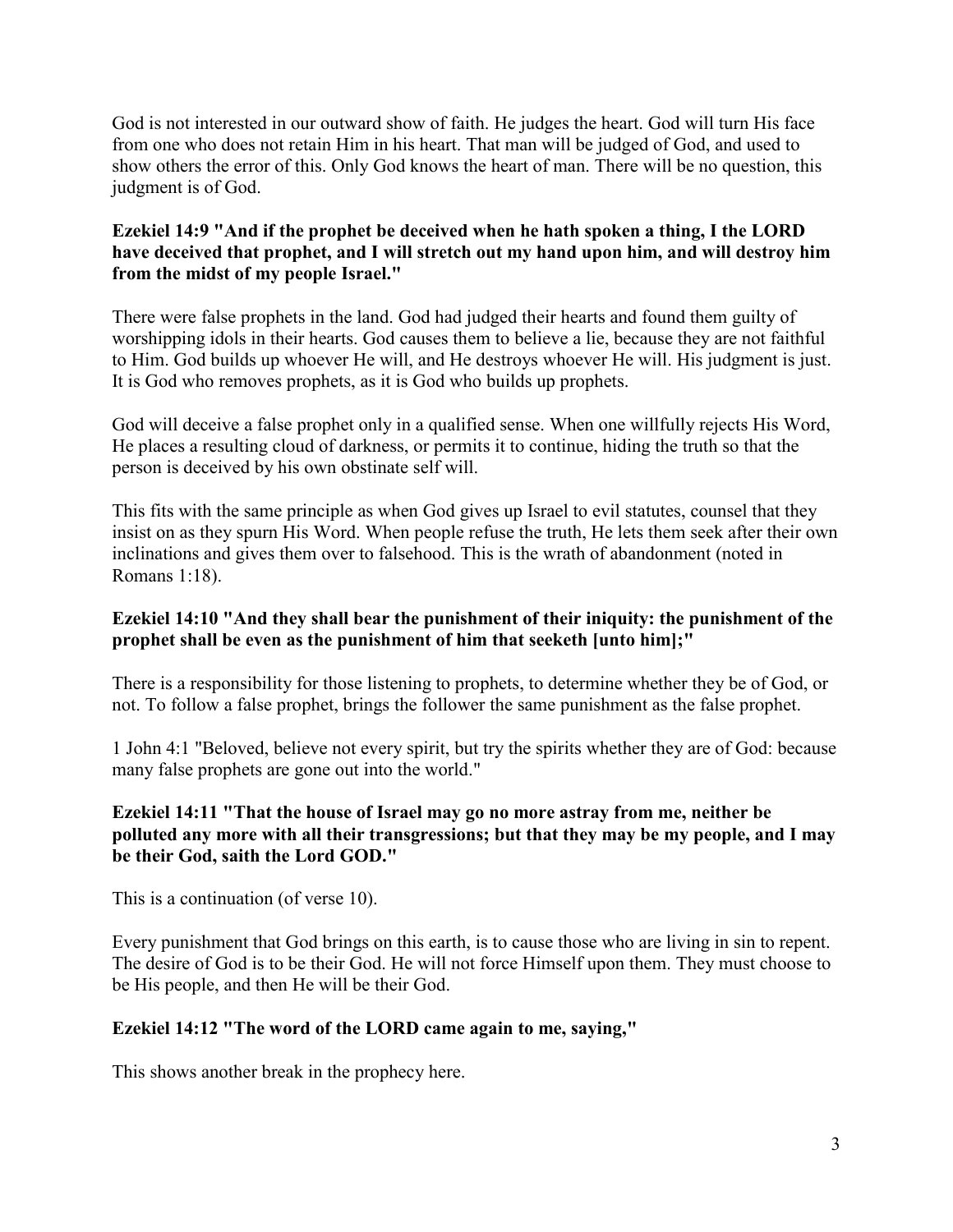God is not interested in our outward show of faith. He judges the heart. God will turn His face from one who does not retain Him in his heart. That man will be judged of God, and used to show others the error of this. Only God knows the heart of man. There will be no question, this judgment is of God.

**Ezekiel 14:9 "And if the prophet be deceived when he hath spoken a thing, I the LORD have deceived that prophet, and I will stretch out my hand upon him, and will destroy him from the midst of my people Israel."**

There were false prophets in the land. God had judged their hearts and found them guilty of worshipping idols in their hearts. God causes them to believe a lie, because they are not faithful to Him. God builds up whoever He will, and He destroys whoever He will. His judgment is just. It is God who removes prophets, as it is God who builds up prophets.

God will deceive a false prophet only in a qualified sense. When one willfully rejects His Word, He places a resulting cloud of darkness, or permits it to continue, hiding the truth so that the person is deceived by his own obstinate self will.

This fits with the same principle as when God gives up Israel to evil statutes, counsel that they insist on as they spurn His Word. When people refuse the truth, He lets them seek after their own inclinations and gives them over to falsehood. This is the wrath of abandonment (noted in Romans 1:18).

**Ezekiel 14:10 "And they shall bear the punishment of their iniquity: the punishment of the prophet shall be even as the punishment of him that seeketh [unto him];"**

There is a responsibility for those listening to prophets, to determine whether they be of God, or not. To follow a false prophet, brings the follower the same punishment as the false prophet.

1 John 4:1 "Beloved, believe not every spirit, but try the spirits whether they are of God: because many false prophets are gone out into the world."

**Ezekiel 14:11 "That the house of Israel may go no more astray from me, neither be polluted any more with all their transgressions; but that they may be my people, and I may be their God, saith the Lord GOD."**

This is a continuation (of verse 10).

Every punishment that God brings on this earth, is to cause those who are living in sin to repent. The desire of God is to be their God. He will not force Himself upon them. They must choose to be His people, and then He will be their God.

**Ezekiel 14:12 "The word of the LORD came again to me, saying,"**

This shows another break in the prophecy here.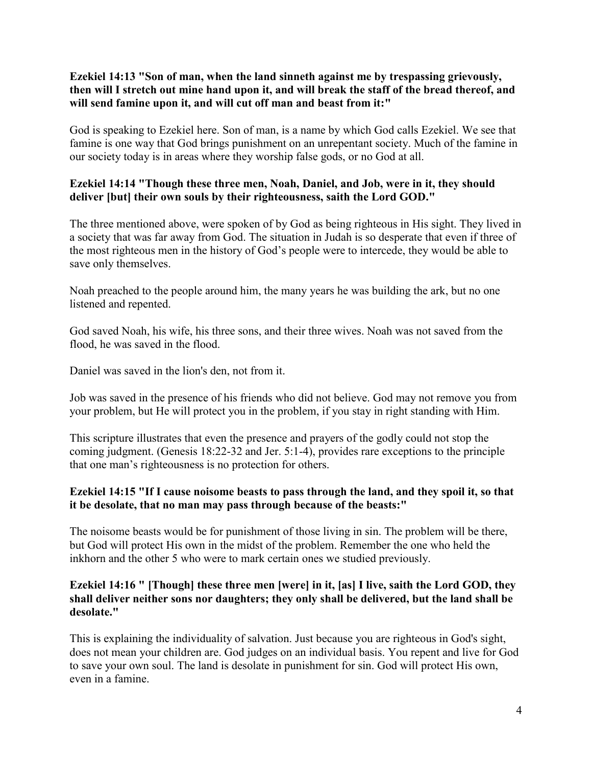**Ezekiel 14:13 "Son of man, when the land sinneth against me by trespassing grievously, then will I stretch out mine hand upon it, and will break the staff of the bread thereof, and will send famine upon it, and will cut off man and beast from it:"**

God is speaking to Ezekiel here. Son of man, is a name by which God calls Ezekiel. We see that famine is one way that God brings punishment on an unrepentant society. Much of the famine in our society today is in areas where they worship false gods, or no God at all.

**Ezekiel 14:14 "Though these three men, Noah, Daniel, and Job, were in it, they should deliver [but] their own souls by their righteousness, saith the Lord GOD."**

The three mentioned above, were spoken of by God as being righteous in His sight. They lived in a society that was far away from God. The situation in Judah is so desperate that even if three of the most righteous men in the history of God's people were to intercede, they would be able to save only themselves.

Noah preached to the people around him, the many years he was building the ark, but no one listened and repented.

God saved Noah, his wife, his three sons, and their three wives. Noah was not saved from the flood, he was saved in the flood.

Daniel was saved in the lion's den, not from it.

Job was saved in the presence of his friends who did not believe. God may not remove you from your problem, but He will protect you in the problem, if you stay in right standing with Him.

This scripture illustrates that even the presence and prayers of the godly could not stop the coming judgment. (Genesis 18:22-32 and Jer. 5:1-4), provides rare exceptions to the principle that one man's righteousness is no protection for others.

**Ezekiel 14:15 "If I cause noisome beasts to pass through the land, and they spoil it, so that it be desolate, that no man may pass through because of the beasts:"**

The noisome beasts would be for punishment of those living in sin. The problem will be there, but God will protect His own in the midst of the problem. Remember the one who held the inkhorn and the other 5 who were to mark certain ones we studied previously.

**Ezekiel 14:16 " [Though] these three men [were] in it, [as] I live, saith the Lord GOD, they shall deliver neither sons nor daughters; they only shall be delivered, but the land shall be desolate."**

This is explaining the individuality of salvation. Just because you are righteous in God's sight, does not mean your children are. God judges on an individual basis. You repent and live for God to save your own soul. The land is desolate in punishment for sin. God will protect His own, even in a famine.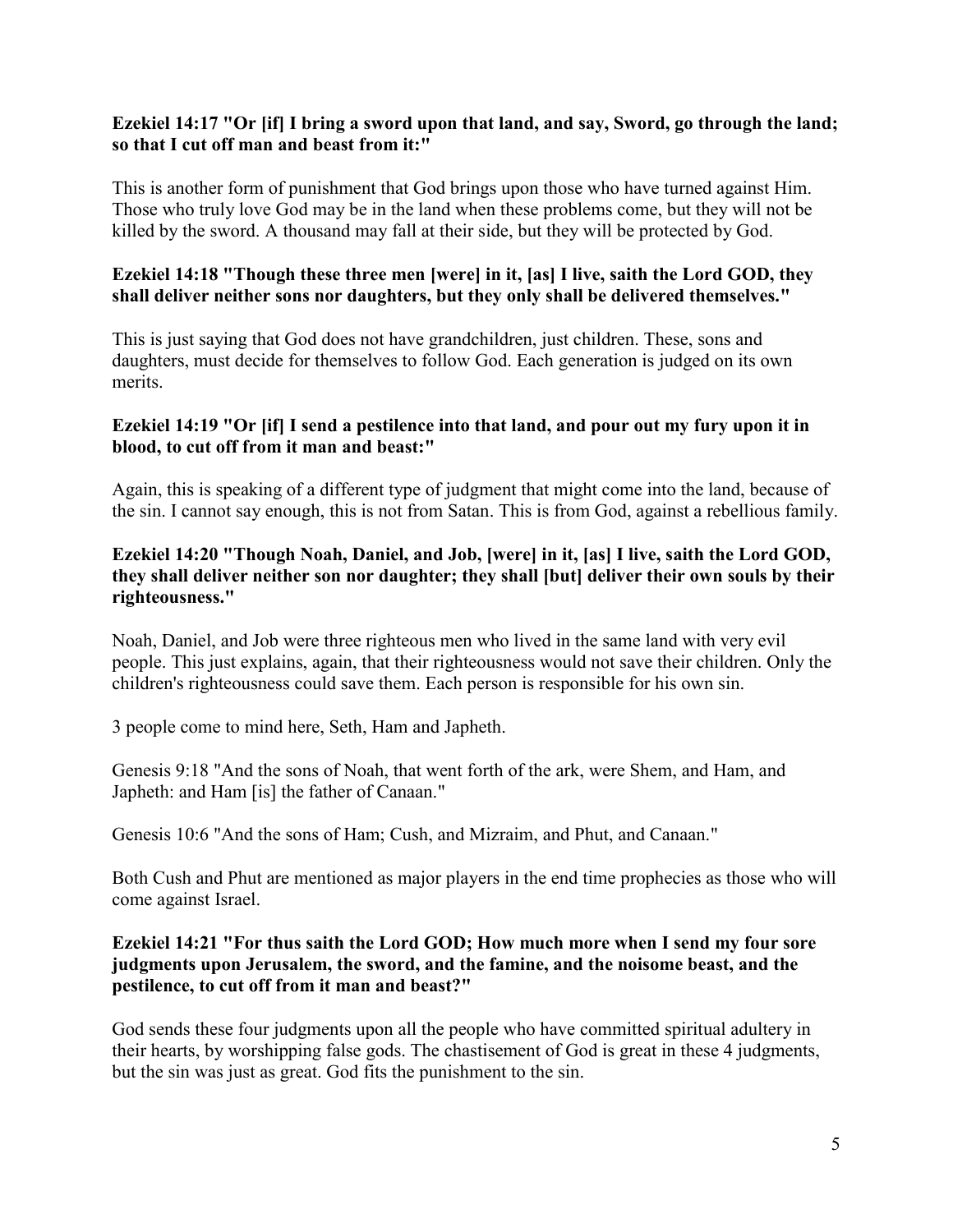**Ezekiel 14:17 "Or [if] I bring a sword upon that land, and say, Sword, go through the land; so that I cut off man and beast from it:"**

This is another form of punishment that God brings upon those who have turned against Him. Those who truly love God may be in the land when these problems come, but they will not be killed by the sword. A thousand may fall at their side, but they will be protected by God.

**Ezekiel 14:18 "Though these three men [were] in it, [as] I live, saith the Lord GOD, they shall deliver neither sons nor daughters, but they only shall be delivered themselves."**

This is just saying that God does not have grandchildren, just children. These, sons and daughters, must decide for themselves to follow God. Each generation is judged on its own merits.

**Ezekiel 14:19 "Or [if] I send a pestilence into that land, and pour out my fury upon it in blood, to cut off from it man and beast:"**

Again, this is speaking of a different type of judgment that might come into the land, because of the sin. I cannot say enough, this is not from Satan. This is from God, against a rebellious family.

**Ezekiel 14:20 "Though Noah, Daniel, and Job, [were] in it, [as] I live, saith the Lord GOD, they shall deliver neither son nor daughter; they shall [but] deliver their own souls by their righteousness."**

Noah, Daniel, and Job were three righteous men who lived in the same land with very evil people. This just explains, again, that their righteousness would not save their children. Only the children's righteousness could save them. Each person is responsible for his own sin.

3 people come to mind here, Seth, Ham and Japheth.

Genesis 9:18 "And the sons of Noah, that went forth of the ark, were Shem, and Ham, and Japheth: and Ham [is] the father of Canaan."

Genesis 10:6 "And the sons of Ham; Cush, and Mizraim, and Phut, and Canaan."

Both Cush and Phut are mentioned as major players in the end time prophecies as those who will come against Israel.

**Ezekiel 14:21 "For thus saith the Lord GOD; How much more when I send my four sore judgments upon Jerusalem, the sword, and the famine, and the noisome beast, and the pestilence, to cut off from it man and beast?"**

God sends these four judgments upon all the people who have committed spiritual adultery in their hearts, by worshipping false gods. The chastisement of God is great in these 4 judgments, but the sin was just as great. God fits the punishment to the sin.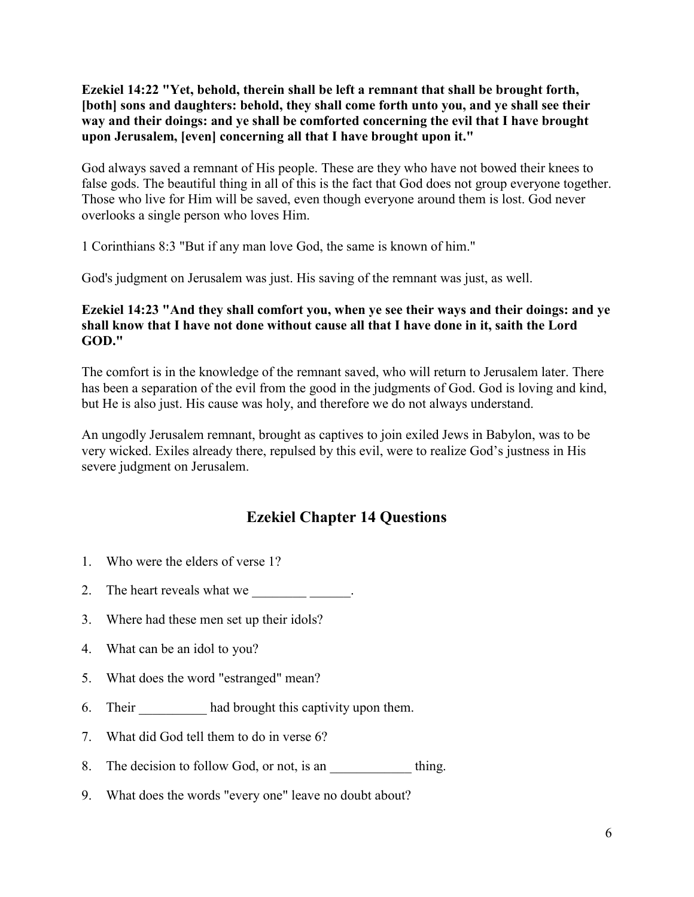**Ezekiel 14:22 "Yet, behold, therein shall be left a remnant that shall be brought forth, [both] sons and daughters: behold, they shall come forth unto you, and ye shall see their way and their doings: and ye shall be comforted concerning the evil that I have brought upon Jerusalem, [even] concerning all that I have brought upon it."**

God always saved a remnant of His people. These are they who have not bowed their knees to false gods. The beautiful thing in all of this is the fact that God does not group everyone together. Those who live for Him will be saved, even though everyone around them is lost. God never overlooks a single person who loves Him.

1 Corinthians 8:3 "But if any man love God, the same is known of him."

God's judgment on Jerusalem was just. His saving of the remnant was just, as well.

**Ezekiel 14:23 "And they shall comfort you, when ye see their ways and their doings: and ye shall know that I have not done without cause all that I have done in it, saith the Lord GOD."**

The comfort is in the knowledge of the remnant saved, who will return to Jerusalem later. There has been a separation of the evil from the good in the judgments of God. God is loving and kind, but He is also just. His cause was holy, and therefore we do not always understand.

An ungodly Jerusalem remnant, brought as captives to join exiled Jews in Babylon, was to be very wicked. Exiles already there, repulsed by this evil, were to realize God's justness in His severe judgment on Jerusalem.

## Ezekiel Chapter 14 Questions

1. Who were the elders of verse 1?
2. The heart reveals what we ________ ______.
3. Where had these men set up their idols?
4. What can be an idol to you?
5. What does the word "estranged" mean?
6. Their __________ had brought this captivity upon them.
7. What did God tell them to do in verse 6?
8. The decision to follow God, or not, is an ____________ thing.
9. What does the words "every one" leave no doubt about?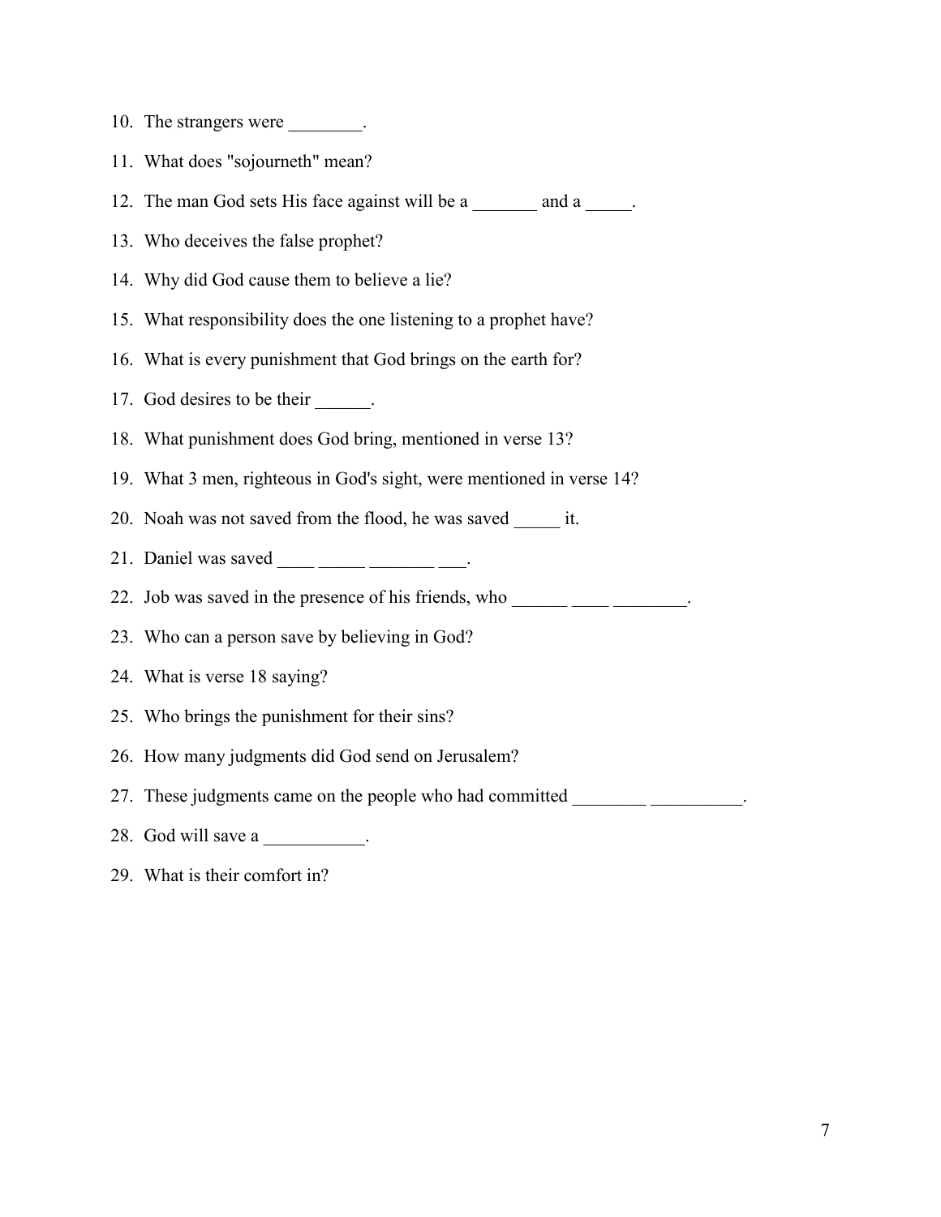10. The strangers were ________.
11. What does "sojourneth" mean?
12. The man God sets His face against will be a _______ and a _____.
13. Who deceives the false prophet?
14. Why did God cause them to believe a lie?
15. What responsibility does the one listening to a prophet have?
16. What is every punishment that God brings on the earth for?
17. God desires to be their ______.
18. What punishment does God bring, mentioned in verse 13?
19. What 3 men, righteous in God's sight, were mentioned in verse 14?
20. Noah was not saved from the flood, he was saved _____ it.
21. Daniel was saved ____ _____ _______ ___.
22. Job was saved in the presence of his friends, who ______ ____ ________.
23. Who can a person save by believing in God?
24. What is verse 18 saying?
25. Who brings the punishment for their sins?
26. How many judgments did God send on Jerusalem?
27. These judgments came on the people who had committed ________ __________.
28. God will save a ___________.
29. What is their comfort in?